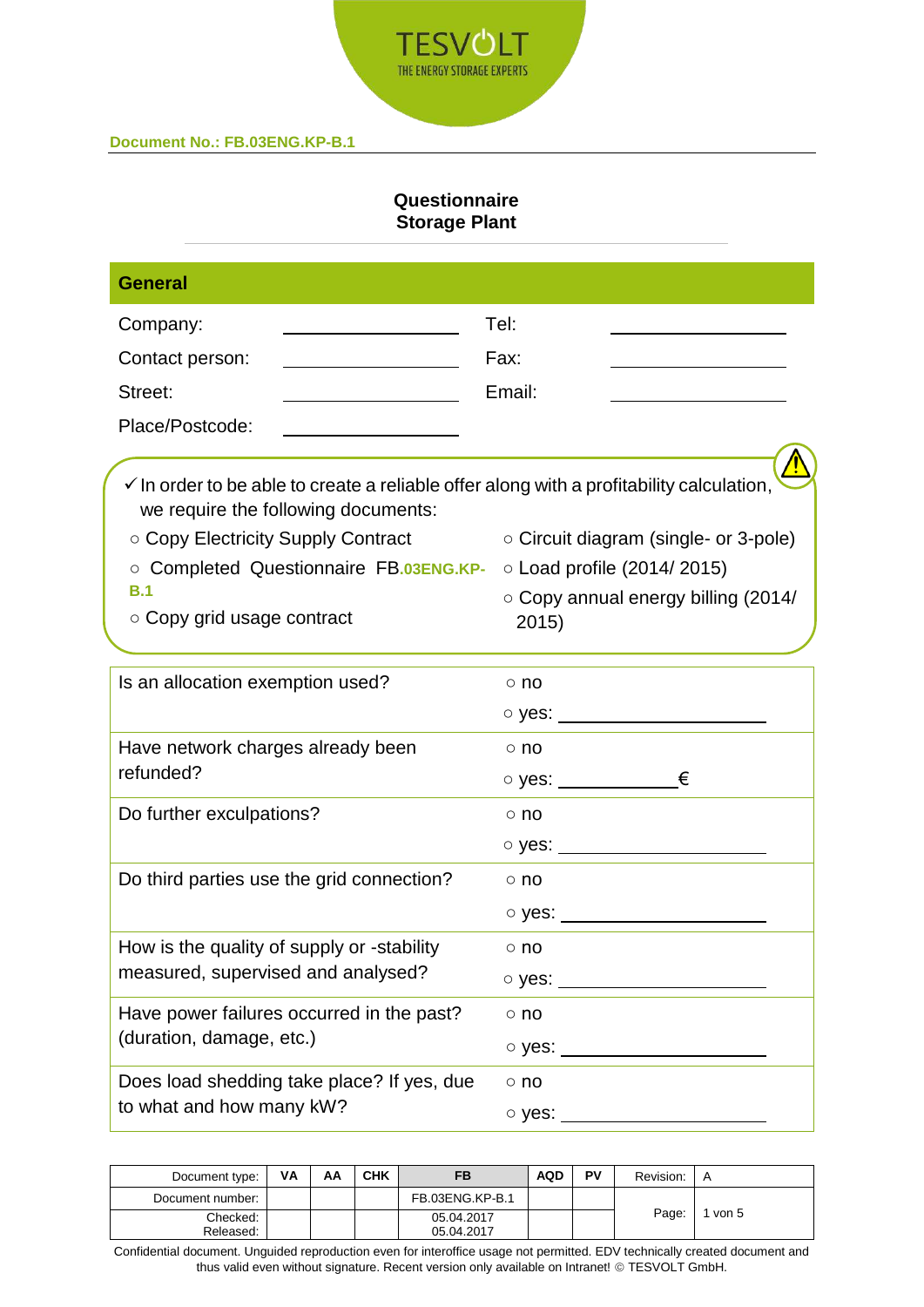TESVOLT
THE ENERGY STORAGE EXPERTS

**Document No.: FB.03ENG.KP-B.1**

# Questionnaire Storage Plant

## General

| | | | |
|---|---|---|---|
| Company: | ____________ | Tel: | ____________ |
| Contact person: | ____________ | Fax: | ____________ |
| Street: | ____________ | Email: | ____________ |
| Place/Postcode: | ____________ | | |

✓ In order to be able to create a reliable offer along with a profitability calculation, we require the following documents:

- ○ Copy Electricity Supply Contract
- ○ Completed Questionnaire FB.03ENG.KP-B.1
- ○ Copy grid usage contract
- ○ Circuit diagram (single- or 3-pole)
- ○ Load profile (2014/ 2015)
- ○ Copy annual energy billing (2014/ 2015)

| Question | Answer |
|---|---|
| Is an allocation exemption used? | ○ no<br>○ yes: ____________ |
| Have network charges already been refunded? | ○ no<br>○ yes: ________ € |
| Do further exculpations? | ○ no<br>○ yes: ____________ |
| Do third parties use the grid connection? | ○ no<br>○ yes: ____________ |
| How is the quality of supply or -stability measured, supervised and analysed? | ○ no<br>○ yes: ____________ |
| Have power failures occurred in the past? (duration, damage, etc.) | ○ no<br>○ yes: ____________ |
| Does load shedding take place? If yes, due to what and how many kW? | ○ no<br>○ yes: ____________ |

| Document type: | VA | AA | CHK | FB | AQD | PV | Revision: | A |
|---|---|---|---|---|---|---|---|---|
| Document number: | | | | FB.03ENG.KP-B.1 | | | Page: | 1 von 5 |
| Checked:<br>Released: | | | | 05.04.2017<br>05.04.2017 | | | | |

Confidential document. Unguided reproduction even for interoffice usage not permitted. EDV technically created document and thus valid even without signature. Recent version only available on Intranet! © TESVOLT GmbH.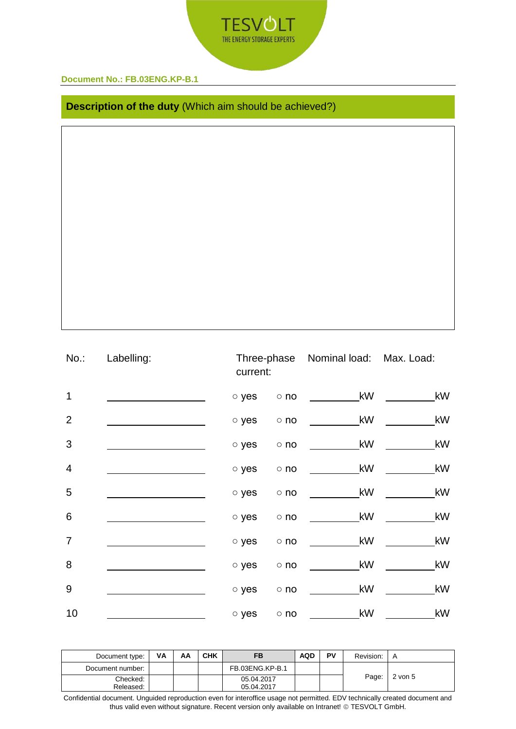Document No.: FB.03ENG.KP-B.1

## **Description of the duty** (Which aim should be achieved?)

| No.: | Labelling: | Three-phase current: | | Nominal load: | Max. Load: |
|---|---|---|---|---|---|
| 1 | ______________ | ○ yes | ○ no | ________kW | ________kW |
| 2 | ______________ | ○ yes | ○ no | ________kW | ________kW |
| 3 | ______________ | ○ yes | ○ no | ________kW | ________kW |
| 4 | ______________ | ○ yes | ○ no | ________kW | ________kW |
| 5 | ______________ | ○ yes | ○ no | ________kW | ________kW |
| 6 | ______________ | ○ yes | ○ no | ________kW | ________kW |
| 7 | ______________ | ○ yes | ○ no | ________kW | ________kW |
| 8 | ______________ | ○ yes | ○ no | ________kW | ________kW |
| 9 | ______________ | ○ yes | ○ no | ________kW | ________kW |
| 10 | ______________ | ○ yes | ○ no | ________kW | ________kW |

| Document type: | VA | AA | CHK | FB | AQD | PV | Revision: | A |
|---|---|---|---|---|---|---|---|---|
| Document number: | | | | FB.03ENG.KP-B.1 | | | Page: | 2 von 5 |
| Checked: Released: | | | | 05.04.2017 05.04.2017 | | | | |

Confidential document. Unguided reproduction even for interoffice usage not permitted. EDV technically created document and thus valid even without signature. Recent version only available on Intranet! © TESVOLT GmbH.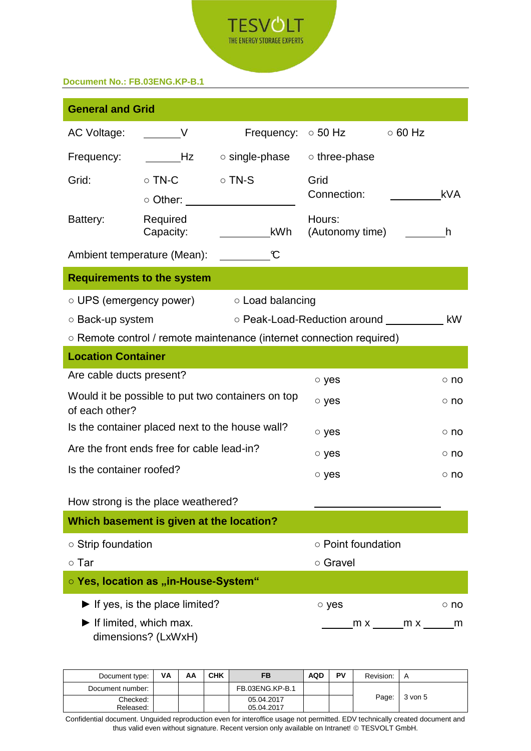Document No.: FB.03ENG.KP-B.1

## General and Grid

AC Voltage: ______V　　Frequency: ○ 50 Hz　○ 60 Hz

Frequency: ______Hz　○ single-phase　○ three-phase

Grid: ○ TN-C　○ TN-S　Grid Connection: ________kVA

○ Other: ____________________

Battery: Required Capacity: ________kWh　Hours: (Autonomy time) ______h

Ambient temperature (Mean): ________℃

## Requirements to the system

○ UPS (emergency power)　○ Load balancing

○ Back-up system　○ Peak-Load-Reduction around __________ kW

○ Remote control / remote maintenance (internet connection required)

## Location Container

| | | |
|---|---|---|
| Are cable ducts present? | ○ yes | ○ no |
| Would it be possible to put two containers on top of each other? | ○ yes | ○ no |
| Is the container placed next to the house wall? | ○ yes | ○ no |
| Are the front ends free for cable lead-in? | ○ yes | ○ no |
| Is the container roofed? | ○ yes | ○ no |

How strong is the place weathered? ____________________

## Which basement is given at the location?

○ Strip foundation　○ Point foundation

○ Tar　○ Gravel

## ○ Yes, location as „in-House-System“

► If yes, is the place limited?　○ yes　○ no

► If limited, which max. dimensions? (LxWxH)　______m x ______m x ______m

| Document type: | VA | AA | CHK | FB | AQD | PV | Revision: | A |
|---|---|---|---|---|---|---|---|---|
| Document number: | | | | FB.03ENG.KP-B.1 | | | Page: | 3 von 5 |
| Checked: Released: | | | | 05.04.2017 05.04.2017 | | | | |

Confidential document. Unguided reproduction even for interoffice usage not permitted. EDV technically created document and thus valid even without signature. Recent version only available on Intranet! © TESVOLT GmbH.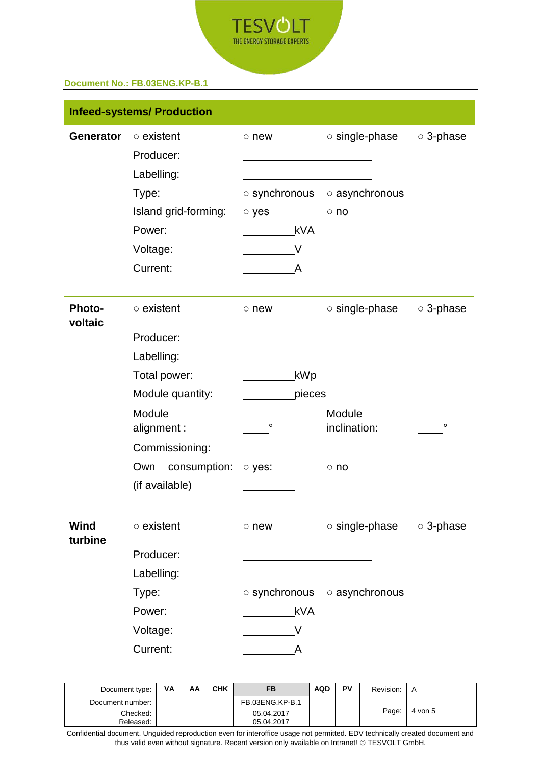Document No.: FB.03ENG.KP-B.1

## Infeed-systems/ Production

| | | | | |
|---|---|---|---|---|
| **Generator** | ○ existent | ○ new | ○ single-phase | ○ 3-phase |
| | Producer: | ____________________ | | |
| | Labelling: | ____________________ | | |
| | Type: | ○ synchronous | ○ asynchronous | |
| | Island grid-forming: | ○ yes | ○ no | |
| | Power: | ________ kVA | | |
| | Voltage: | ________ V | | |
| | Current: | ________ A | | |

| | | | | |
|---|---|---|---|---|
| **Photo-voltaic** | ○ existent | ○ new | ○ single-phase | ○ 3-phase |
| | Producer: | ____________________ | | |
| | Labelling: | ____________________ | | |
| | Total power: | ________ kWp | | |
| | Module quantity: | ________ pieces | | |
| | Module alignment : | ____ ° | Module inclination: | ____ ° |
| | Commissioning: | ________________________________ | | |
| | Own consumption: | ○ yes: | ○ no | |
| | (if available) | ________ | | |

| | | | | |
|---|---|---|---|---|
| **Wind turbine** | ○ existent | ○ new | ○ single-phase | ○ 3-phase |
| | Producer: | ____________________ | | |
| | Labelling: | ____________________ | | |
| | Type: | ○ synchronous | ○ asynchronous | |
| | Power: | ________ kVA | | |
| | Voltage: | ________ V | | |
| | Current: | ________ A | | |

| Document type: | VA | AA | CHK | FB | AQD | PV | Revision: | A |
|---|---|---|---|---|---|---|---|---|
| Document number: | | | | FB.03ENG.KP-B.1 | | | Page: | 4 von 5 |
| Checked: Released: | | | | 05.04.2017 05.04.2017 | | | | |

Confidential document. Unguided reproduction even for interoffice usage not permitted. EDV technically created document and thus valid even without signature. Recent version only available on Intranet! © TESVOLT GmbH.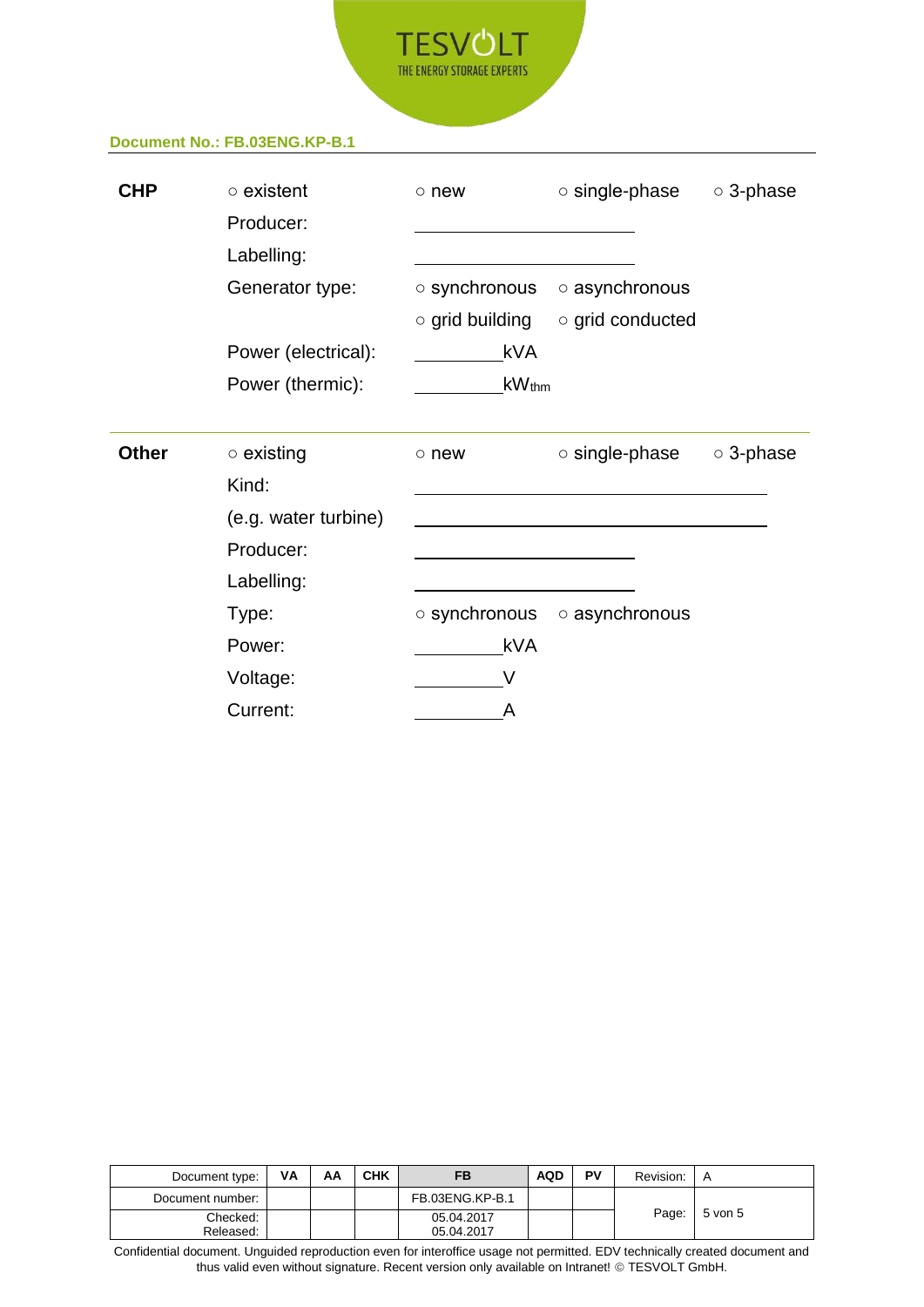Document No.: FB.03ENG.KP-B.1

| | | | | |
|---|---|---|---|---|
| **CHP** | ○ existent | ○ new | ○ single-phase | ○ 3-phase |
| | Producer: | ______________________ | | |
| | Labelling: | ______________________ | | |
| | Generator type: | ○ synchronous | ○ asynchronous | |
| | | ○ grid building | ○ grid conducted | |
| | Power (electrical): | __________kVA | | |
| | Power (thermic): | __________$kW_{thm}$ | | |

| | | | | |
|---|---|---|---|---|
| **Other** | ○ existing | ○ new | ○ single-phase | ○ 3-phase |
| | Kind: | ____________________________________ | | |
| | (e.g. water turbine) | ____________________________________ | | |
| | Producer: | ______________________ | | |
| | Labelling: | ______________________ | | |
| | Type: | ○ synchronous | ○ asynchronous | |
| | Power: | __________kVA | | |
| | Voltage: | __________V | | |
| | Current: | __________A | | |

| Document type: | VA | AA | CHK | FB | AQD | PV | Revision: | A |
|---|---|---|---|---|---|---|---|---|
| Document number: | | | | FB.03ENG.KP-B.1 | | | Page: | 5 von 5 |
| Checked: Released: | | | | 05.04.2017 05.04.2017 | | | | |

Confidential document. Unguided reproduction even for interoffice usage not permitted. EDV technically created document and thus valid even without signature. Recent version only available on Intranet! © TESVOLT GmbH.